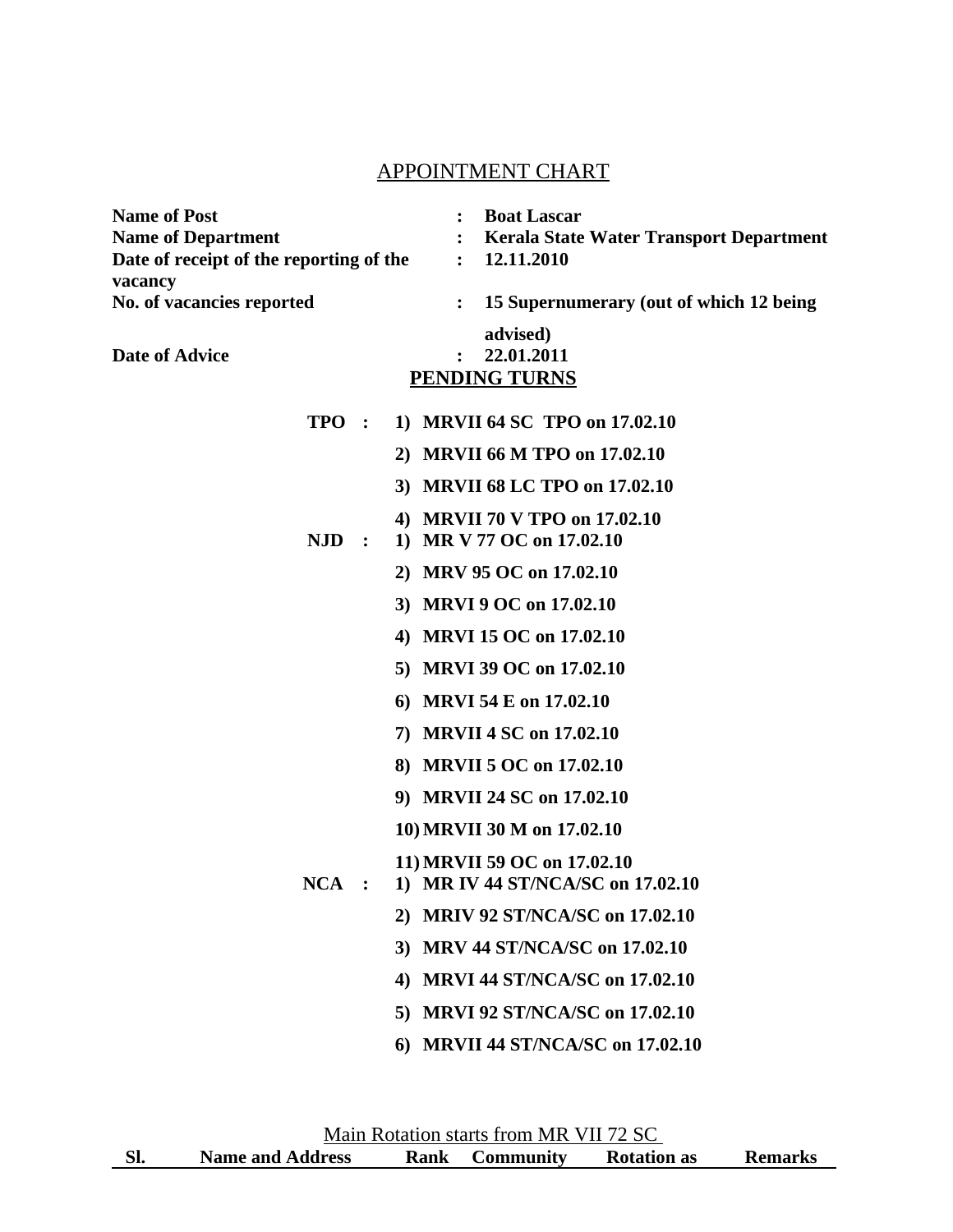# APPOINTMENT CHART

**Name of Post** : **Boat Lascar**
**Name of Department** : **Kerala State Water Transport Department**
**Date of receipt of the reporting of the vacancy** : **12.11.2010**
**No. of vacancies reported** : **15 Supernumerary (out of which 12 being advised)**
**Date of Advice** : **22.01.2011**

## PENDING TURNS

**TPO :**

1) **MRVII 64 SC TPO on 17.02.10**
2) **MRVII 66 M TPO on 17.02.10**
3) **MRVII 68 LC TPO on 17.02.10**
4) **MRVII 70 V TPO on 17.02.10**

**NJD :**

1) **MR V 77 OC on 17.02.10**
2) **MRV 95 OC on 17.02.10**
3) **MRVI 9 OC on 17.02.10**
4) **MRVI 15 OC on 17.02.10**
5) **MRVI 39 OC on 17.02.10**
6) **MRVI 54 E on 17.02.10**
7) **MRVII 4 SC on 17.02.10**
8) **MRVII 5 OC on 17.02.10**
9) **MRVII 24 SC on 17.02.10**
10) **MRVII 30 M on 17.02.10**
11) **MRVII 59 OC on 17.02.10**

**NCA :**

1) **MR IV 44 ST/NCA/SC on 17.02.10**
2) **MRIV 92 ST/NCA/SC on 17.02.10**
3) **MRV 44 ST/NCA/SC on 17.02.10**
4) **MRVI 44 ST/NCA/SC on 17.02.10**
5) **MRVI 92 ST/NCA/SC on 17.02.10**
6) **MRVII 44 ST/NCA/SC on 17.02.10**

Main Rotation starts from MR VII 72 SC

| Sl. | Name and Address | Rank | Community | Rotation as | Remarks |
|---|---|---|---|---|---|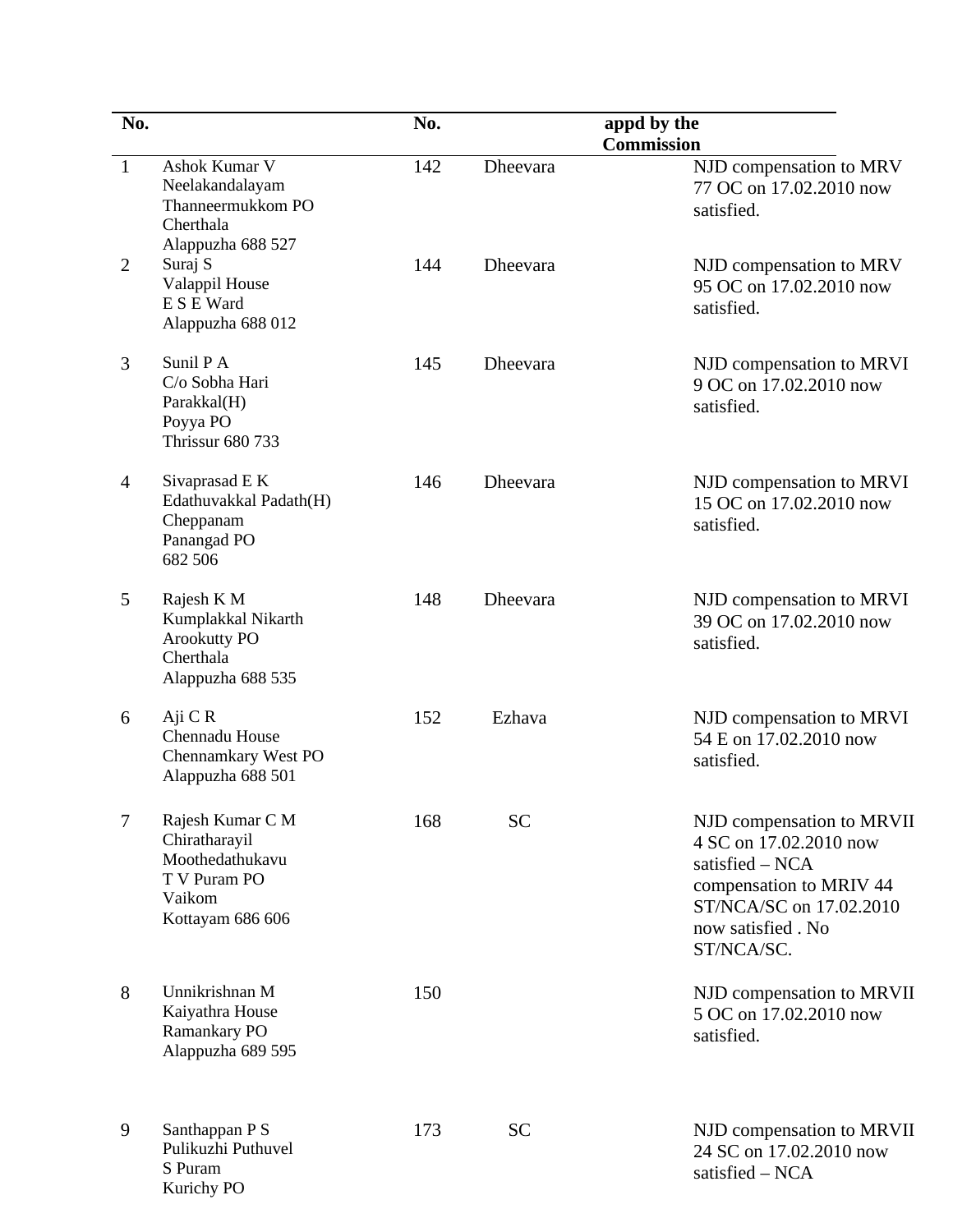| No. | | No. | | appd by the Commission |
|---|---|---|---|---|
| 1 | Ashok Kumar V<br>Neelakandalayam<br>Thanneermukkom PO<br>Cherthala<br>Alappuzha 688 527 | 142 | Dheevara | NJD compensation to MRV 77 OC on 17.02.2010 now satisfied. |
| 2 | Suraj S<br>Valappil House<br>E S E Ward<br>Alappuzha 688 012 | 144 | Dheevara | NJD compensation to MRV 95 OC on 17.02.2010 now satisfied. |
| 3 | Sunil P A<br>C/o Sobha Hari<br>Parakkal(H)<br>Poyya PO<br>Thrissur 680 733 | 145 | Dheevara | NJD compensation to MRVI 9 OC on 17.02.2010 now satisfied. |
| 4 | Sivaprasad E K<br>Edathuvakkal Padath(H)<br>Cheppanam<br>Panangad PO<br>682 506 | 146 | Dheevara | NJD compensation to MRVI 15 OC on 17.02.2010 now satisfied. |
| 5 | Rajesh K M<br>Kumplakkal Nikarth<br>Arookutty PO<br>Cherthala<br>Alappuzha 688 535 | 148 | Dheevara | NJD compensation to MRVI 39 OC on 17.02.2010 now satisfied. |
| 6 | Aji C R<br>Chennadu House<br>Chennamkary West PO<br>Alappuzha 688 501 | 152 | Ezhava | NJD compensation to MRVI 54 E on 17.02.2010 now satisfied. |
| 7 | Rajesh Kumar C M<br>Chiratharayil<br>Moothedathukavu<br>T V Puram PO<br>Vaikom<br>Kottayam 686 606 | 168 | SC | NJD compensation to MRVII 4 SC on 17.02.2010 now satisfied – NCA compensation to MRIV 44 ST/NCA/SC on 17.02.2010 now satisfied . No ST/NCA/SC. |
| 8 | Unnikrishnan M<br>Kaiyathra House<br>Ramankary PO<br>Alappuzha 689 595 | 150 | | NJD compensation to MRVII 5 OC on 17.02.2010 now satisfied. |
| 9 | Santhappan P S<br>Pulikuzhi Puthuvel<br>S Puram<br>Kurichy PO | 173 | SC | NJD compensation to MRVII 24 SC on 17.02.2010 now satisfied – NCA |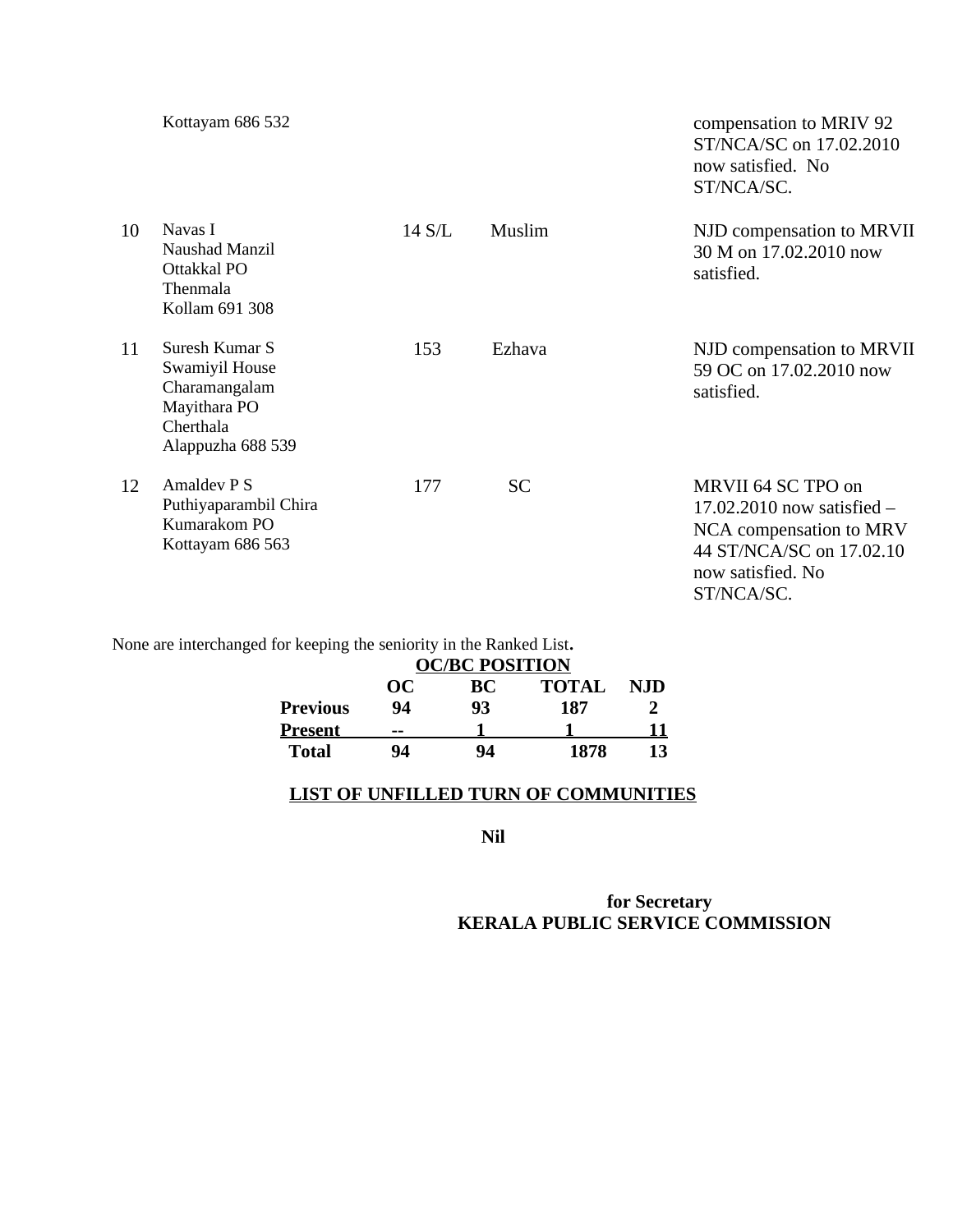| | | | | |
|---|---|---|---|---|
| | Kottayam 686 532 | | | compensation to MRIV 92 ST/NCA/SC on 17.02.2010 now satisfied. No ST/NCA/SC. |
| 10 | Navas I<br>Naushad Manzil<br>Ottakkal PO<br>Thenmala<br>Kollam 691 308 | 14 S/L | Muslim | NJD compensation to MRVII 30 M on 17.02.2010 now satisfied. |
| 11 | Suresh Kumar S<br>Swamiyil House<br>Charamangalam<br>Mayithara PO<br>Cherthala<br>Alappuzha 688 539 | 153 | Ezhava | NJD compensation to MRVII 59 OC on 17.02.2010 now satisfied. |
| 12 | Amaldev P S<br>Puthiyaparambil Chira<br>Kumarakom PO<br>Kottayam 686 563 | 177 | SC | MRVII 64 SC TPO on 17.02.2010 now satisfied – NCA compensation to MRV 44 ST/NCA/SC on 17.02.10 now satisfied. No ST/NCA/SC. |

None are interchanged for keeping the seniority in the Ranked List**.**

**OC/BC POSITION**

| | OC | BC | TOTAL | NJD |
|---|---|---|---|---|
| **Previous** | **94** | **93** | **187** | **2** |
| **Present** | **--** | **1** | **1** | **11** |
| **Total** | **94** | **94** | **1878** | **13** |

**LIST OF UNFILLED TURN OF COMMUNITIES**

**Nil**

**for Secretary**
**KERALA PUBLIC SERVICE COMMISSION**